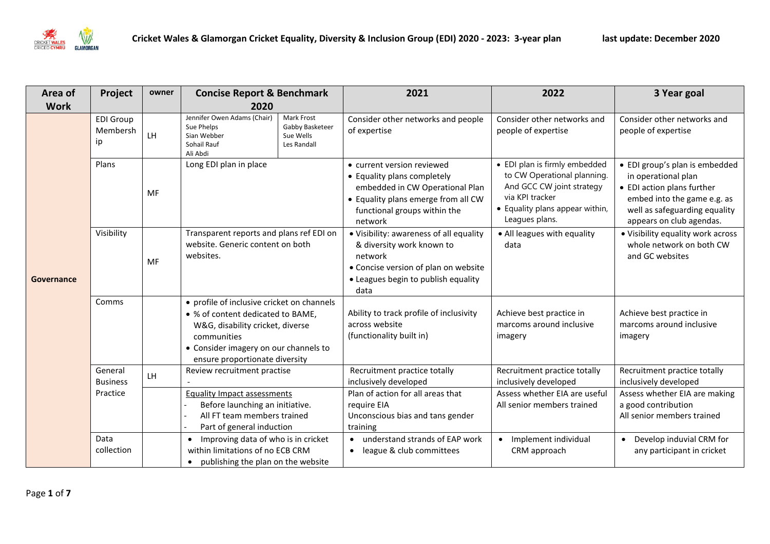# Cricket Wales & Glamorgan Cricket Equality, Diversity & Inclusion Group (EDI) 2020 - 2023: 3-year plan

last update: December 2020

| Area of Work | Project | owner | Concise Report & Benchmark 2020 | 2021 | 2022 | 3 Year goal |
|---|---|---|---|---|---|---|
| Governance | EDI Group Membership | LH | Jennifer Owen Adams (Chair), Sue Phelps, Sian Webber, Sohail Rauf, Ali Abdi, Mark Frost, Gabby Basketeer, Sue Wells, Les Randall | Consider other networks and people of expertise | Consider other networks and people of expertise | Consider other networks and people of expertise |
| | Plans | MF | Long EDI plan in place | • current version reviewed<br>• Equality plans completely embedded in CW Operational Plan<br>• Equality plans emerge from all CW functional groups within the network | • EDI plan is firmly embedded to CW Operational planning. And GCC CW joint strategy via KPI tracker<br>• Equality plans appear within, Leagues plans. | • EDI group's plan is embedded in operational plan<br>• EDI action plans further embed into the game e.g. as well as safeguarding equality appears on club agendas. |
| | Visibility | MF | Transparent reports and plans ref EDI on website. Generic content on both websites. | • Visibility: awareness of all equality & diversity work known to network<br>• Concise version of plan on website<br>• Leagues begin to publish equality data | • All leagues with equality data | • Visibility equality work across whole network on both CW and GC websites |
| | Comms | | • profile of inclusive cricket on channels<br>• % of content dedicated to BAME, W&G, disability cricket, diverse communities<br>• Consider imagery on our channels to ensure proportionate diversity | Ability to track profile of inclusivity across website (functionality built in) | Achieve best practice in marcoms around inclusive imagery | Achieve best practice in marcoms around inclusive imagery |
| | General Business Practice | LH | Review recruitment practise<br>- | Recruitment practice totally inclusively developed | Recruitment practice totally inclusively developed | Recruitment practice totally inclusively developed |
| | | | Equality Impact assessments<br>- Before launching an initiative.<br>- All FT team members trained<br>- Part of general induction | Plan of action for all areas that require EIA<br>Unconscious bias and tans gender training | Assess whether EIA are useful<br>All senior members trained | Assess whether EIA are making a good contribution<br>All senior members trained |
| | Data collection | | • Improving data of who is in cricket within limitations of no ECB CRM<br>• publishing the plan on the website | • understand strands of EAP work<br>• league & club committees | • Implement individual CRM approach | • Develop induvial CRM for any participant in cricket |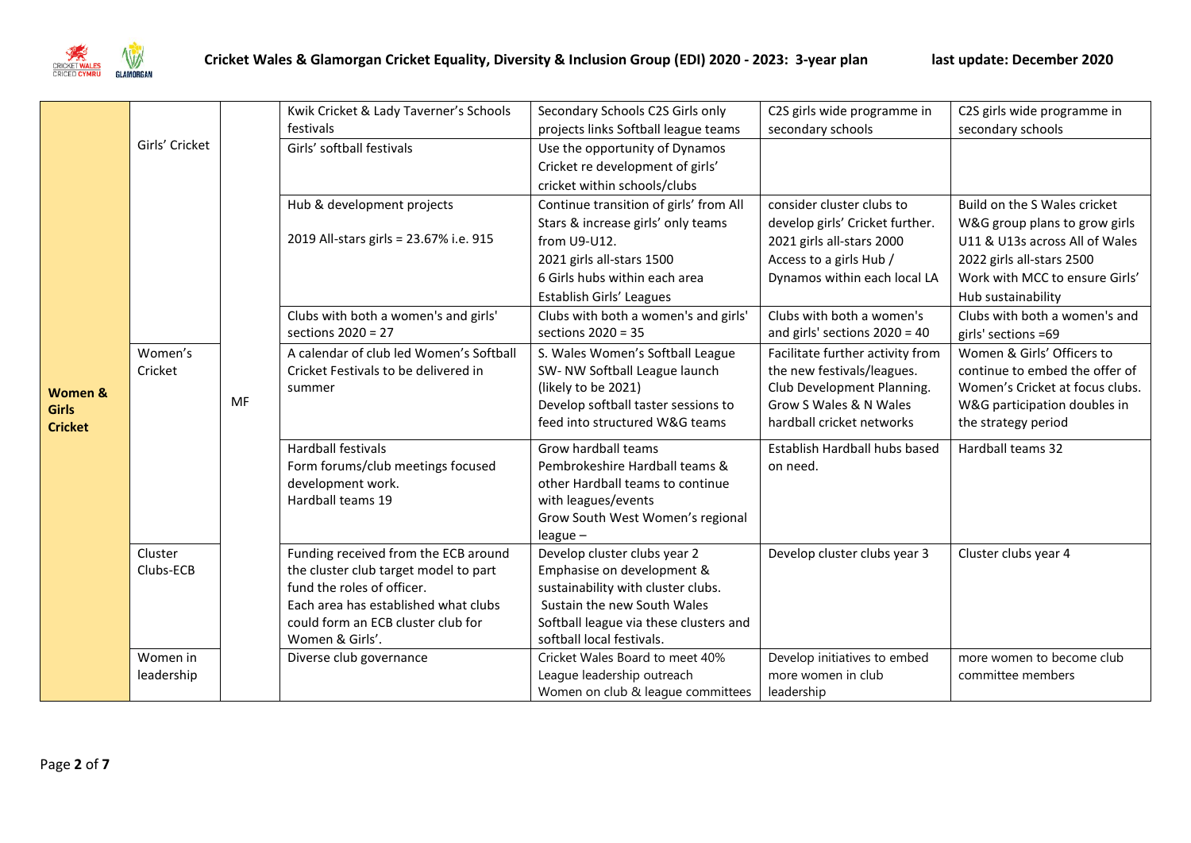# Cricket Wales & Glamorgan Cricket Equality, Diversity & Inclusion Group (EDI) 2020 - 2023: 3-year plan

last update: December 2020

| | | | | | | |
|---|---|---|---|---|---|---|
| **Women & Girls Cricket** | Girls' Cricket | MF | Kwik Cricket & Lady Taverner's Schools festivals | Secondary Schools C2S Girls only projects links Softball league teams | C2S girls wide programme in secondary schools | C2S girls wide programme in secondary schools |
| | | | Girls' softball festivals | Use the opportunity of Dynamos Cricket re development of girls' cricket within schools/clubs | | |
| | | | Hub & development projects<br><br>2019 All-stars girls = 23.67% i.e. 915 | Continue transition of girls' from All Stars & increase girls' only teams from U9-U12.<br>2021 girls all-stars 1500<br>6 Girls hubs within each area<br>Establish Girls' Leagues | consider cluster clubs to develop girls' Cricket further.<br>2021 girls all-stars 2000<br>Access to a girls Hub / Dynamos within each local LA | Build on the S Wales cricket W&G group plans to grow girls U11 & U13s across All of Wales<br>2022 girls all-stars 2500<br>Work with MCC to ensure Girls' Hub sustainability |
| | | | Clubs with both a women's and girls' sections 2020 = 27 | Clubs with both a women's and girls' sections 2020 = 35 | Clubs with both a women's and girls' sections 2020 = 40 | Clubs with both a women's and girls' sections =69 |
| | Women's Cricket | | A calendar of club led Women's Softball Cricket Festivals to be delivered in summer | S. Wales Women's Softball League<br>SW- NW Softball League launch (likely to be 2021)<br>Develop softball taster sessions to feed into structured W&G teams | Facilitate further activity from the new festivals/leagues.<br>Club Development Planning.<br>Grow S Wales & N Wales hardball cricket networks | Women & Girls' Officers to continue to embed the offer of Women's Cricket at focus clubs.<br>W&G participation doubles in the strategy period |
| | | | Hardball festivals<br>Form forums/club meetings focused development work.<br>Hardball teams 19 | Grow hardball teams<br>Pembrokeshire Hardball teams & other Hardball teams to continue with leagues/events<br>Grow South West Women's regional league – | Establish Hardball hubs based on need. | Hardball teams 32 |
| | Cluster Clubs-ECB | | Funding received from the ECB around the cluster club target model to part fund the roles of officer.<br>Each area has established what clubs could form an ECB cluster club for Women & Girls'. | Develop cluster clubs year 2<br>Emphasise on development & sustainability with cluster clubs.<br>Sustain the new South Wales Softball league via these clusters and softball local festivals. | Develop cluster clubs year 3 | Cluster clubs year 4 |
| | Women in leadership | | Diverse club governance | Cricket Wales Board to meet 40%<br>League leadership outreach<br>Women on club & league committees | Develop initiatives to embed more women in club leadership | more women to become club committee members |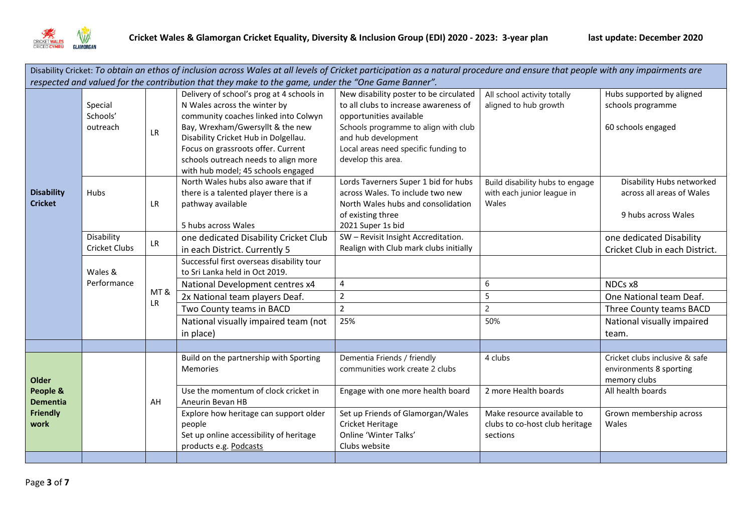Disability Cricket: *To obtain an ethos of inclusion across Wales at all levels of Cricket participation as a natural procedure and ensure that people with any impairments are respected and valued for the contribution that they make to the game, under the "One Game Banner".*

| | | | | | | |
|---|---|---|---|---|---|---|
| **Disability Cricket** | Special Schools' outreach | LR | Delivery of school's prog at 4 schools in N Wales across the winter by community coaches linked into Colwyn Bay, Wrexham/Gwersyllt & the new Disability Cricket Hub in Dolgellau. Focus on grassroots offer. Current schools outreach needs to align more with hub model; 45 schools engaged | New disability poster to be circulated to all clubs to increase awareness of opportunities available<br>Schools programme to align with club and hub development<br>Local areas need specific funding to develop this area. | All school activity totally aligned to hub growth | Hubs supported by aligned schools programme<br><br>60 schools engaged |
| | Hubs | LR | North Wales hubs also aware that if there is a talented player there is a pathway available<br><br>5 hubs across Wales | Lords Taverners Super 1 bid for hubs across Wales. To include two new North Wales hubs and consolidation of existing three<br>2021 Super 1s bid | Build disability hubs to engage with each junior league in Wales | Disability Hubs networked across all areas of Wales<br><br>9 hubs across Wales |
| | Disability Cricket Clubs | LR | one dedicated Disability Cricket Club in each District. Currently 5 | SW – Revisit Insight Accreditation. Realign with Club mark clubs initially | | one dedicated Disability Cricket Club in each District. |
| | Wales & Performance | MT & LR | Successful first overseas disability tour to Sri Lanka held in Oct 2019. | | | |
| | | | National Development centres x4 | 4 | 6 | NDCs x8 |
| | | | 2x National team players Deaf. | 2 | 5 | One National team Deaf. |
| | | | Two County teams in BACD | 2 | 2 | Three County teams BACD |
| | | | National visually impaired team (not in place) | 25% | 50% | National visually impaired team. |
| | | | | | | |
| **Older People & Dementia Friendly work** | | AH | Build on the partnership with Sporting Memories | Dementia Friends / friendly communities work create 2 clubs | 4 clubs | Cricket clubs inclusive & safe environments 8 sporting memory clubs |
| | | | Use the momentum of clock cricket in Aneurin Bevan HB | Engage with one more health board | 2 more Health boards | All health boards |
| | | | Explore how heritage can support older people<br>Set up online accessibility of heritage products e.g. Podcasts | Set up Friends of Glamorgan/Wales Cricket Heritage<br>Online 'Winter Talks'<br>Clubs website | Make resource available to clubs to co-host club heritage sections | Grown membership across Wales |
| | | | | | | |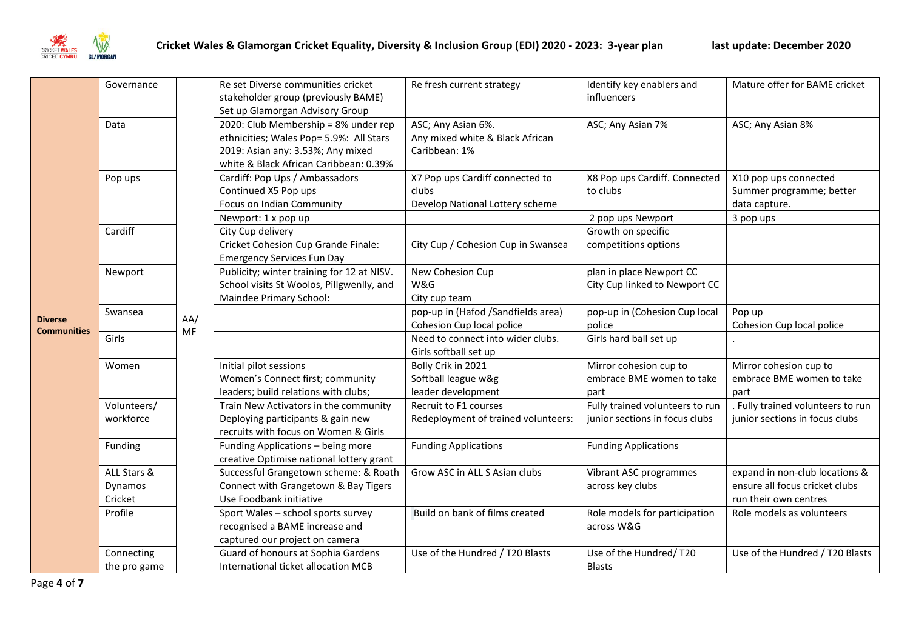# Cricket Wales & Glamorgan Cricket Equality, Diversity & Inclusion Group (EDI) 2020 - 2023: 3-year plan

last update: December 2020

| | | | | | | |
|---|---|---|---|---|---|---|
| **Diverse Communities** | Governance | AA/ MF | Re set Diverse communities cricket stakeholder group (previously BAME)<br>Set up Glamorgan Advisory Group | Re fresh current strategy | Identify key enablers and influencers | Mature offer for BAME cricket |
| | Data | | 2020: Club Membership = 8% under rep ethnicities; Wales Pop= 5.9%: All Stars 2019: Asian any: 3.53%; Any mixed white & Black African Caribbean: 0.39% | ASC; Any Asian 6%.<br>Any mixed white & Black African Caribbean: 1% | ASC; Any Asian 7% | ASC; Any Asian 8% |
| | Pop ups | | Cardiff: Pop Ups / Ambassadors<br>Continued X5 Pop ups<br>Focus on Indian Community | X7 Pop ups Cardiff connected to clubs<br>Develop National Lottery scheme | X8 Pop ups Cardiff. Connected to clubs | X10 pop ups connected<br>Summer programme; better data capture. |
| | | | Newport: 1 x pop up | | 2 pop ups Newport | 3 pop ups |
| | Cardiff | | City Cup delivery<br>Cricket Cohesion Cup Grande Finale:<br>Emergency Services Fun Day | City Cup / Cohesion Cup in Swansea | Growth on specific competitions options | |
| | Newport | | Publicity; winter training for 12 at NISV.<br>School visits St Woolos, Pillgwenlly, and Maindee Primary School: | New Cohesion Cup<br>W&G<br>City cup team | plan in place Newport CC<br>City Cup linked to Newport CC | |
| | Swansea | | | pop-up in (Hafod /Sandfields area)<br>Cohesion Cup local police | pop-up in (Cohesion Cup local police | Pop up<br>Cohesion Cup local police |
| | Girls | | | Need to connect into wider clubs.<br>Girls softball set up | Girls hard ball set up | . |
| | Women | | Initial pilot sessions<br>Women's Connect first; community leaders; build relations with clubs; | Bolly Crik in 2021<br>Softball league w&g<br>leader development | Mirror cohesion cup to embrace BME women to take part | Mirror cohesion cup to embrace BME women to take part |
| | Volunteers/ workforce | | Train New Activators in the community<br>Deploying participants & gain new recruits with focus on Women & Girls | Recruit to F1 courses<br>Redeployment of trained volunteers: | Fully trained volunteers to run junior sections in focus clubs | . Fully trained volunteers to run junior sections in focus clubs |
| | Funding | | Funding Applications – being more creative Optimise national lottery grant | Funding Applications | Funding Applications | |
| | ALL Stars & Dynamos Cricket | | Successful Grangetown scheme: & Roath<br>Connect with Grangetown & Bay Tigers<br>Use Foodbank initiative | Grow ASC in ALL S Asian clubs | Vibrant ASC programmes across key clubs | expand in non-club locations & ensure all focus cricket clubs run their own centres |
| | Profile | | Sport Wales – school sports survey recognised a BAME increase and captured our project on camera | Build on bank of films created | Role models for participation across W&G | Role models as volunteers |
| | Connecting the pro game | | Guard of honours at Sophia Gardens<br>International ticket allocation MCB | Use of the Hundred / T20 Blasts | Use of the Hundred/ T20 Blasts | Use of the Hundred / T20 Blasts |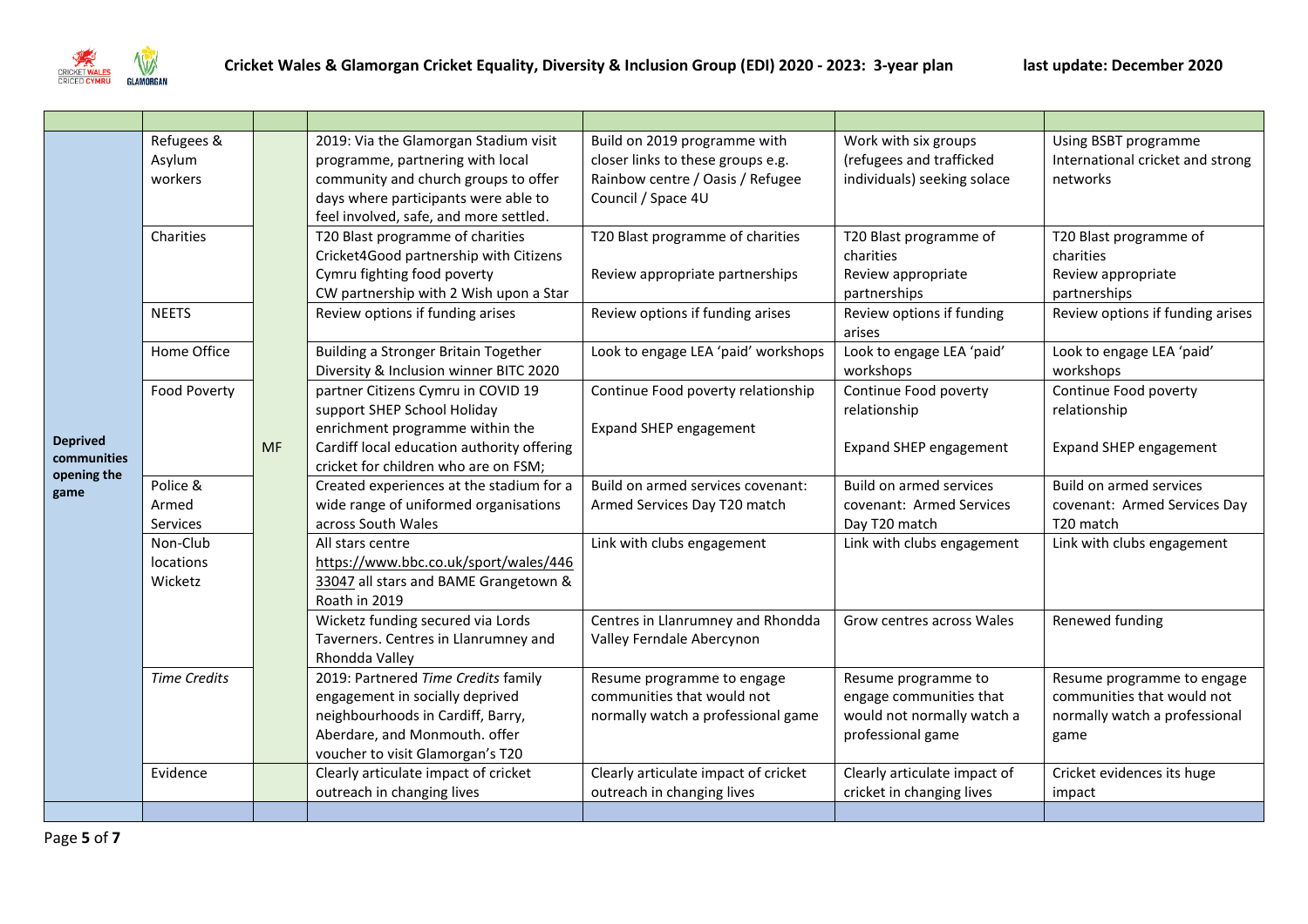| | | | | | | |
|---|---|---|---|---|---|---|
| **Deprived communities opening the game** | Refugees & Asylum workers | MF | 2019: Via the Glamorgan Stadium visit programme, partnering with local community and church groups to offer days where participants were able to feel involved, safe, and more settled. | Build on 2019 programme with closer links to these groups e.g. Rainbow centre / Oasis / Refugee Council / Space 4U | Work with six groups (refugees and trafficked individuals) seeking solace | Using BSBT programme International cricket and strong networks |
| | Charities | | T20 Blast programme of charities<br>Cricket4Good partnership with Citizens Cymru fighting food poverty<br>CW partnership with 2 Wish upon a Star | T20 Blast programme of charities<br><br>Review appropriate partnerships | T20 Blast programme of charities<br>Review appropriate partnerships | T20 Blast programme of charities<br>Review appropriate partnerships |
| | NEETS | | Review options if funding arises | Review options if funding arises | Review options if funding arises | Review options if funding arises |
| | Home Office | | Building a Stronger Britain Together Diversity & Inclusion winner BITC 2020 | Look to engage LEA 'paid' workshops | Look to engage LEA 'paid' workshops | Look to engage LEA 'paid' workshops |
| | Food Poverty | | partner Citizens Cymru in COVID 19 support SHEP School Holiday enrichment programme within the Cardiff local education authority offering cricket for children who are on FSM; | Continue Food poverty relationship<br><br>Expand SHEP engagement | Continue Food poverty relationship<br><br>Expand SHEP engagement | Continue Food poverty relationship<br><br>Expand SHEP engagement |
| | Police & Armed Services | | Created experiences at the stadium for a wide range of uniformed organisations across South Wales | Build on armed services covenant: Armed Services Day T20 match | Build on armed services covenant: Armed Services Day T20 match | Build on armed services covenant: Armed Services Day T20 match |
| | Non-Club locations Wicketz | | All stars centre https://www.bbc.co.uk/sport/wales/44633047 all stars and BAME Grangetown & Roath in 2019 | Link with clubs engagement | Link with clubs engagement | Link with clubs engagement |
| | | | Wicketz funding secured via Lords Taverners. Centres in Llanrumney and Rhondda Valley | Centres in Llanrumney and Rhondda Valley Ferndale Abercynon | Grow centres across Wales | Renewed funding |
| | *Time Credits* | | 2019: Partnered *Time Credits* family engagement in socially deprived neighbourhoods in Cardiff, Barry, Aberdare, and Monmouth. offer voucher to visit Glamorgan's T20 | Resume programme to engage communities that would not normally watch a professional game | Resume programme to engage communities that would not normally watch a professional game | Resume programme to engage communities that would not normally watch a professional game |
| | Evidence | | Clearly articulate impact of cricket outreach in changing lives | Clearly articulate impact of cricket outreach in changing lives | Clearly articulate impact of cricket in changing lives | Cricket evidences its huge impact |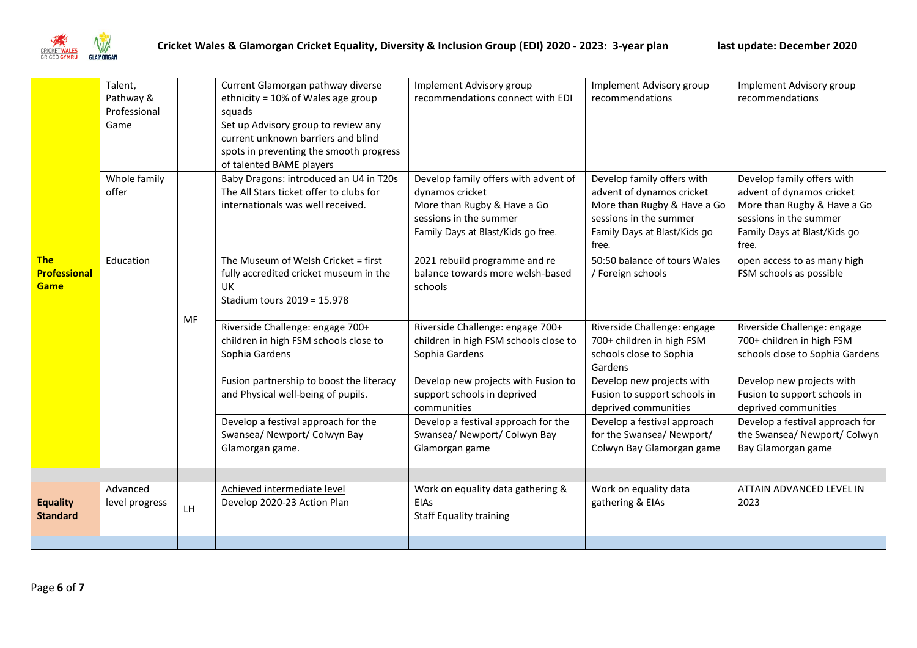**Cricket Wales & Glamorgan Cricket Equality, Diversity & Inclusion Group (EDI) 2020 - 2023: 3-year plan** last update: December 2020

| | | | | | | |
|---|---|---|---|---|---|---|
| **The Professional Game** | Talent, Pathway & Professional Game | | Current Glamorgan pathway diverse ethnicity = 10% of Wales age group squads<br>Set up Advisory group to review any current unknown barriers and blind spots in preventing the smooth progress of talented BAME players | Implement Advisory group recommendations connect with EDI | Implement Advisory group recommendations | Implement Advisory group recommendations |
| | Whole family offer | MF | Baby Dragons: introduced an U4 in T20s<br>The All Stars ticket offer to clubs for internationals was well received. | Develop family offers with advent of dynamos cricket<br>More than Rugby & Have a Go sessions in the summer<br>Family Days at Blast/Kids go free. | Develop family offers with advent of dynamos cricket<br>More than Rugby & Have a Go sessions in the summer<br>Family Days at Blast/Kids go free. | Develop family offers with advent of dynamos cricket<br>More than Rugby & Have a Go sessions in the summer<br>Family Days at Blast/Kids go free. |
| | Education | | The Museum of Welsh Cricket = first fully accredited cricket museum in the UK<br>Stadium tours 2019 = 15.978 | 2021 rebuild programme and re balance towards more welsh-based schools | 50:50 balance of tours Wales / Foreign schools | open access to as many high FSM schools as possible |
| | | | Riverside Challenge: engage 700+ children in high FSM schools close to Sophia Gardens | Riverside Challenge: engage 700+ children in high FSM schools close to Sophia Gardens | Riverside Challenge: engage 700+ children in high FSM schools close to Sophia Gardens | Riverside Challenge: engage 700+ children in high FSM schools close to Sophia Gardens |
| | | | Fusion partnership to boost the literacy and Physical well-being of pupils. | Develop new projects with Fusion to support schools in deprived communities | Develop new projects with Fusion to support schools in deprived communities | Develop new projects with Fusion to support schools in deprived communities |
| | | | Develop a festival approach for the Swansea/ Newport/ Colwyn Bay Glamorgan game. | Develop a festival approach for the Swansea/ Newport/ Colwyn Bay Glamorgan game | Develop a festival approach for the Swansea/ Newport/ Colwyn Bay Glamorgan game | Develop a festival approach for the Swansea/ Newport/ Colwyn Bay Glamorgan game |
| | | | | | | |
| **Equality Standard** | Advanced level progress | LH | Achieved intermediate level<br>Develop 2020-23 Action Plan | Work on equality data gathering & EIAs<br>Staff Equality training | Work on equality data gathering & EIAs | ATTAIN ADVANCED LEVEL IN 2023 |
| | | | | | | |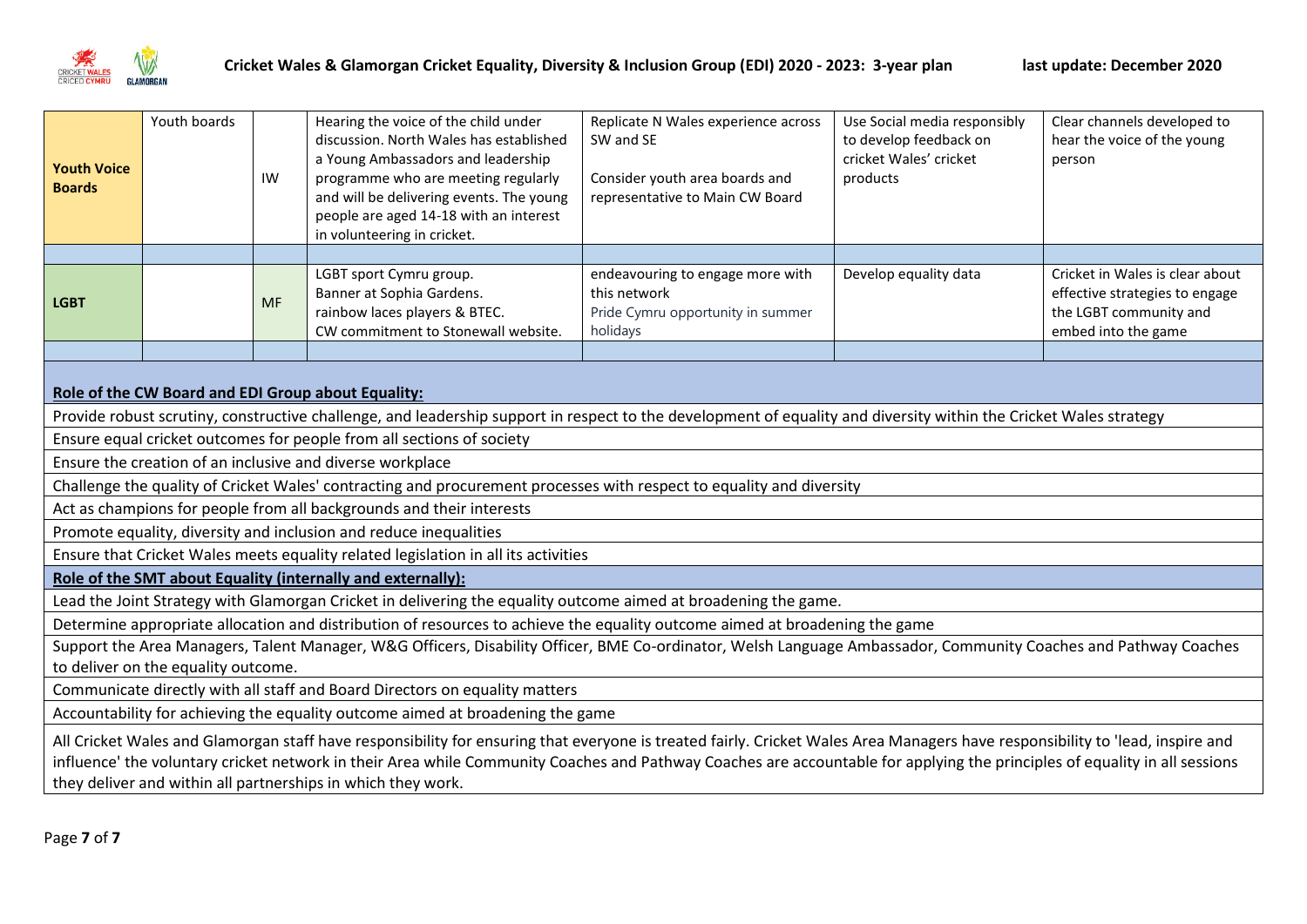| | | | | | | |
|---|---|---|---|---|---|---|
| **Youth Voice Boards** | Youth boards | IW | Hearing the voice of the child under discussion. North Wales has established a Young Ambassadors and leadership programme who are meeting regularly and will be delivering events. The young people are aged 14-18 with an interest in volunteering in cricket. | Replicate N Wales experience across SW and SE<br><br>Consider youth area boards and representative to Main CW Board | Use Social media responsibly to develop feedback on cricket Wales' cricket products | Clear channels developed to hear the voice of the young person |
| | | | | | | |
| **LGBT** | | MF | LGBT sport Cymru group.<br>Banner at Sophia Gardens.<br>rainbow laces players & BTEC.<br>CW commitment to Stonewall website. | endeavouring to engage more with this network<br>Pride Cymru opportunity in summer holidays | Develop equality data | Cricket in Wales is clear about effective strategies to engage the LGBT community and embed into the game |
| | | | | | | |

**Role of the CW Board and EDI Group about Equality:**

- Provide robust scrutiny, constructive challenge, and leadership support in respect to the development of equality and diversity within the Cricket Wales strategy
- Ensure equal cricket outcomes for people from all sections of society
- Ensure the creation of an inclusive and diverse workplace
- Challenge the quality of Cricket Wales' contracting and procurement processes with respect to equality and diversity
- Act as champions for people from all backgrounds and their interests
- Promote equality, diversity and inclusion and reduce inequalities
- Ensure that Cricket Wales meets equality related legislation in all its activities

**Role of the SMT about Equality (internally and externally):**

- Lead the Joint Strategy with Glamorgan Cricket in delivering the equality outcome aimed at broadening the game.
- Determine appropriate allocation and distribution of resources to achieve the equality outcome aimed at broadening the game
- Support the Area Managers, Talent Manager, W&G Officers, Disability Officer, BME Co-ordinator, Welsh Language Ambassador, Community Coaches and Pathway Coaches to deliver on the equality outcome.
- Communicate directly with all staff and Board Directors on equality matters
- Accountability for achieving the equality outcome aimed at broadening the game

All Cricket Wales and Glamorgan staff have responsibility for ensuring that everyone is treated fairly. Cricket Wales Area Managers have responsibility to 'lead, inspire and influence' the voluntary cricket network in their Area while Community Coaches and Pathway Coaches are accountable for applying the principles of equality in all sessions they deliver and within all partnerships in which they work.